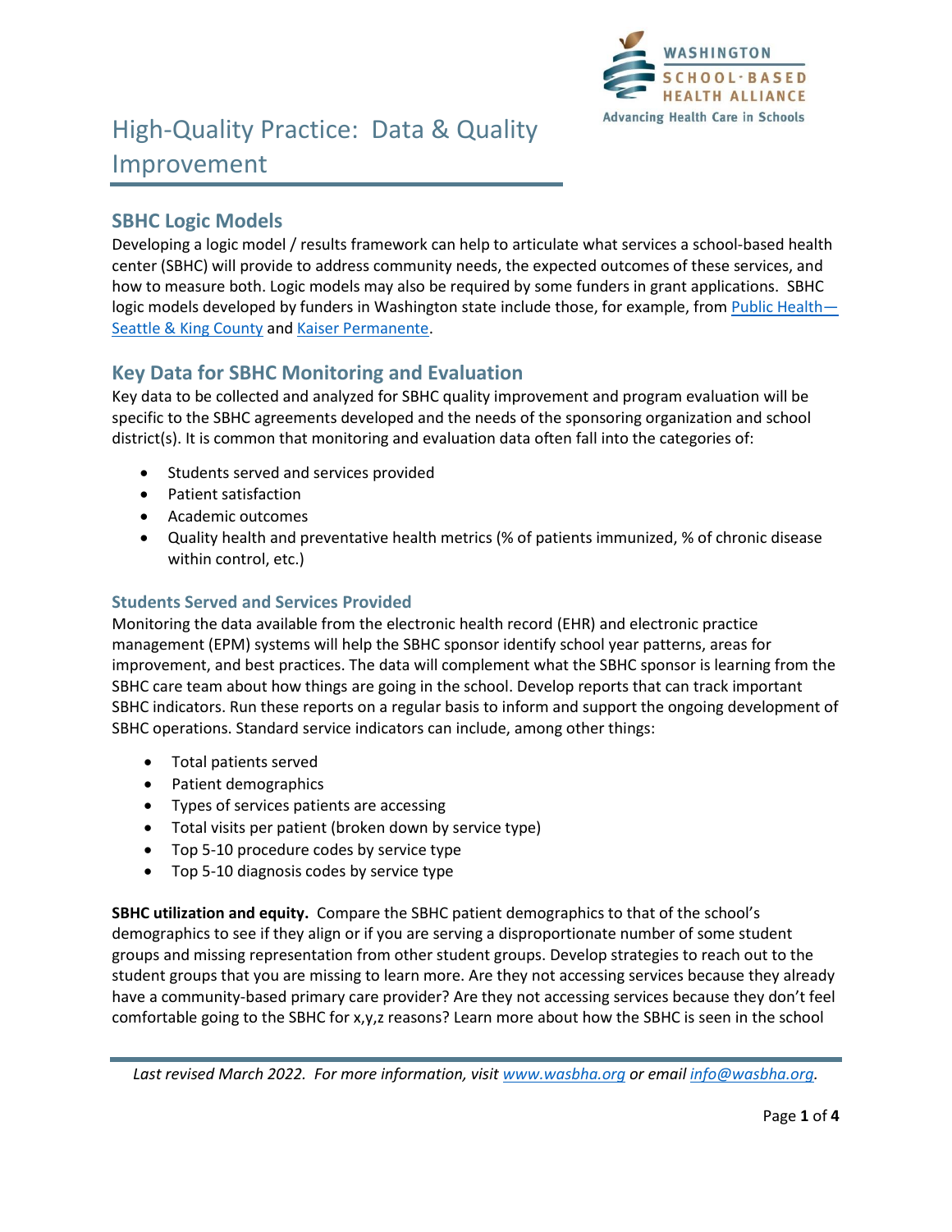# High-Quality Practice: Data & Quality Improvement

## SBHC Logic Models

Developing a logic model / results framework can help to articulate what services a school-based health center (SBHC) will provide to address community needs, the expected outcomes of these services, and how to measure both. Logic models may also be required by some funders in grant applications. SBHC logic models developed by funders in Washington state include those, for example, from [Public Health—Seattle & King County]() and [Kaiser Permanente]().

## Key Data for SBHC Monitoring and Evaluation

Key data to be collected and analyzed for SBHC quality improvement and program evaluation will be specific to the SBHC agreements developed and the needs of the sponsoring organization and school district(s). It is common that monitoring and evaluation data often fall into the categories of:

- Students served and services provided
- Patient satisfaction
- Academic outcomes
- Quality health and preventative health metrics (% of patients immunized, % of chronic disease within control, etc.)

### Students Served and Services Provided

Monitoring the data available from the electronic health record (EHR) and electronic practice management (EPM) systems will help the SBHC sponsor identify school year patterns, areas for improvement, and best practices. The data will complement what the SBHC sponsor is learning from the SBHC care team about how things are going in the school. Develop reports that can track important SBHC indicators. Run these reports on a regular basis to inform and support the ongoing development of SBHC operations. Standard service indicators can include, among other things:

- Total patients served
- Patient demographics
- Types of services patients are accessing
- Total visits per patient (broken down by service type)
- Top 5-10 procedure codes by service type
- Top 5-10 diagnosis codes by service type

**SBHC utilization and equity.** Compare the SBHC patient demographics to that of the school's demographics to see if they align or if you are serving a disproportionate number of some student groups and missing representation from other student groups. Develop strategies to reach out to the student groups that you are missing to learn more. Are they not accessing services because they already have a community-based primary care provider? Are they not accessing services because they don't feel comfortable going to the SBHC for x,y,z reasons? Learn more about how the SBHC is seen in the school

*Last revised March 2022. For more information, visit [www.wasbha.org]() or email [info@wasbha.org]().*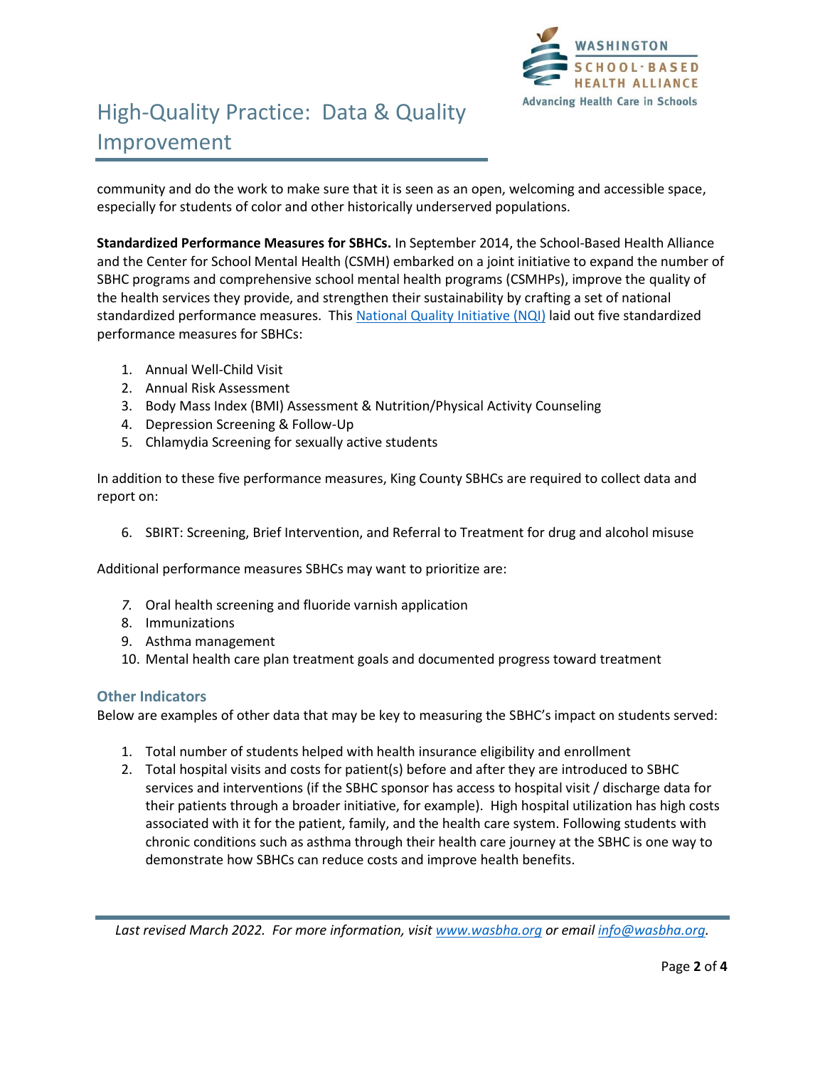community and do the work to make sure that it is seen as an open, welcoming and accessible space, especially for students of color and other historically underserved populations.

**Standardized Performance Measures for SBHCs.** In September 2014, the School-Based Health Alliance and the Center for School Mental Health (CSMH) embarked on a joint initiative to expand the number of SBHC programs and comprehensive school mental health programs (CSMHPs), improve the quality of the health services they provide, and strengthen their sustainability by crafting a set of national standardized performance measures. This [National Quality Initiative (NQI)](#) laid out five standardized performance measures for SBHCs:

1. Annual Well-Child Visit
2. Annual Risk Assessment
3. Body Mass Index (BMI) Assessment & Nutrition/Physical Activity Counseling
4. Depression Screening & Follow-Up
5. Chlamydia Screening for sexually active students

In addition to these five performance measures, King County SBHCs are required to collect data and report on:

6. SBIRT: Screening, Brief Intervention, and Referral to Treatment for drug and alcohol misuse

Additional performance measures SBHCs may want to prioritize are:

7. Oral health screening and fluoride varnish application
8. Immunizations
9. Asthma management
10. Mental health care plan treatment goals and documented progress toward treatment

### Other Indicators

Below are examples of other data that may be key to measuring the SBHC's impact on students served:

1. Total number of students helped with health insurance eligibility and enrollment
2. Total hospital visits and costs for patient(s) before and after they are introduced to SBHC services and interventions (if the SBHC sponsor has access to hospital visit / discharge data for their patients through a broader initiative, for example). High hospital utilization has high costs associated with it for the patient, family, and the health care system. Following students with chronic conditions such as asthma through their health care journey at the SBHC is one way to demonstrate how SBHCs can reduce costs and improve health benefits.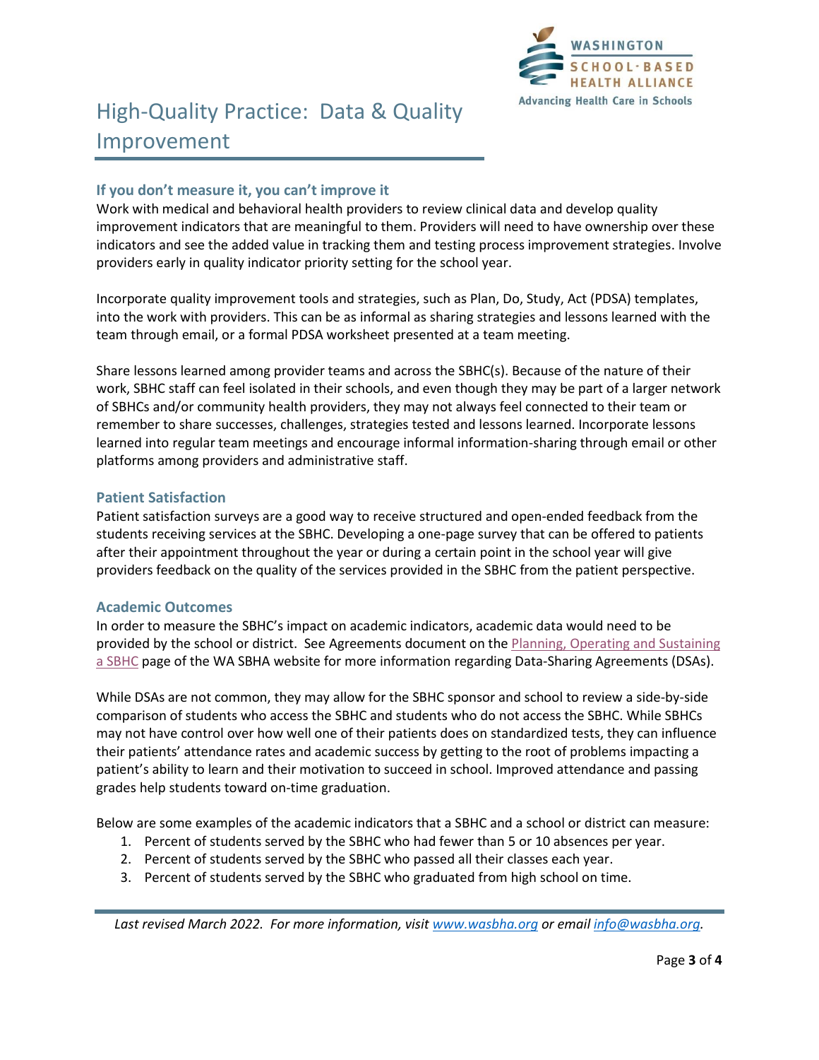# High-Quality Practice: Data & Quality Improvement

### If you don't measure it, you can't improve it

Work with medical and behavioral health providers to review clinical data and develop quality improvement indicators that are meaningful to them. Providers will need to have ownership over these indicators and see the added value in tracking them and testing process improvement strategies. Involve providers early in quality indicator priority setting for the school year.

Incorporate quality improvement tools and strategies, such as Plan, Do, Study, Act (PDSA) templates, into the work with providers. This can be as informal as sharing strategies and lessons learned with the team through email, or a formal PDSA worksheet presented at a team meeting.

Share lessons learned among provider teams and across the SBHC(s). Because of the nature of their work, SBHC staff can feel isolated in their schools, and even though they may be part of a larger network of SBHCs and/or community health providers, they may not always feel connected to their team or remember to share successes, challenges, strategies tested and lessons learned. Incorporate lessons learned into regular team meetings and encourage informal information-sharing through email or other platforms among providers and administrative staff.

### Patient Satisfaction

Patient satisfaction surveys are a good way to receive structured and open-ended feedback from the students receiving services at the SBHC. Developing a one-page survey that can be offered to patients after their appointment throughout the year or during a certain point in the school year will give providers feedback on the quality of the services provided in the SBHC from the patient perspective.

### Academic Outcomes

In order to measure the SBHC's impact on academic indicators, academic data would need to be provided by the school or district. See Agreements document on the Planning, Operating and Sustaining a SBHC page of the WA SBHA website for more information regarding Data-Sharing Agreements (DSAs).

While DSAs are not common, they may allow for the SBHC sponsor and school to review a side-by-side comparison of students who access the SBHC and students who do not access the SBHC. While SBHCs may not have control over how well one of their patients does on standardized tests, they can influence their patients' attendance rates and academic success by getting to the root of problems impacting a patient's ability to learn and their motivation to succeed in school. Improved attendance and passing grades help students toward on-time graduation.

Below are some examples of the academic indicators that a SBHC and a school or district can measure:

1. Percent of students served by the SBHC who had fewer than 5 or 10 absences per year.
2. Percent of students served by the SBHC who passed all their classes each year.
3. Percent of students served by the SBHC who graduated from high school on time.

*Last revised March 2022. For more information, visit www.wasbha.org or email info@wasbha.org.*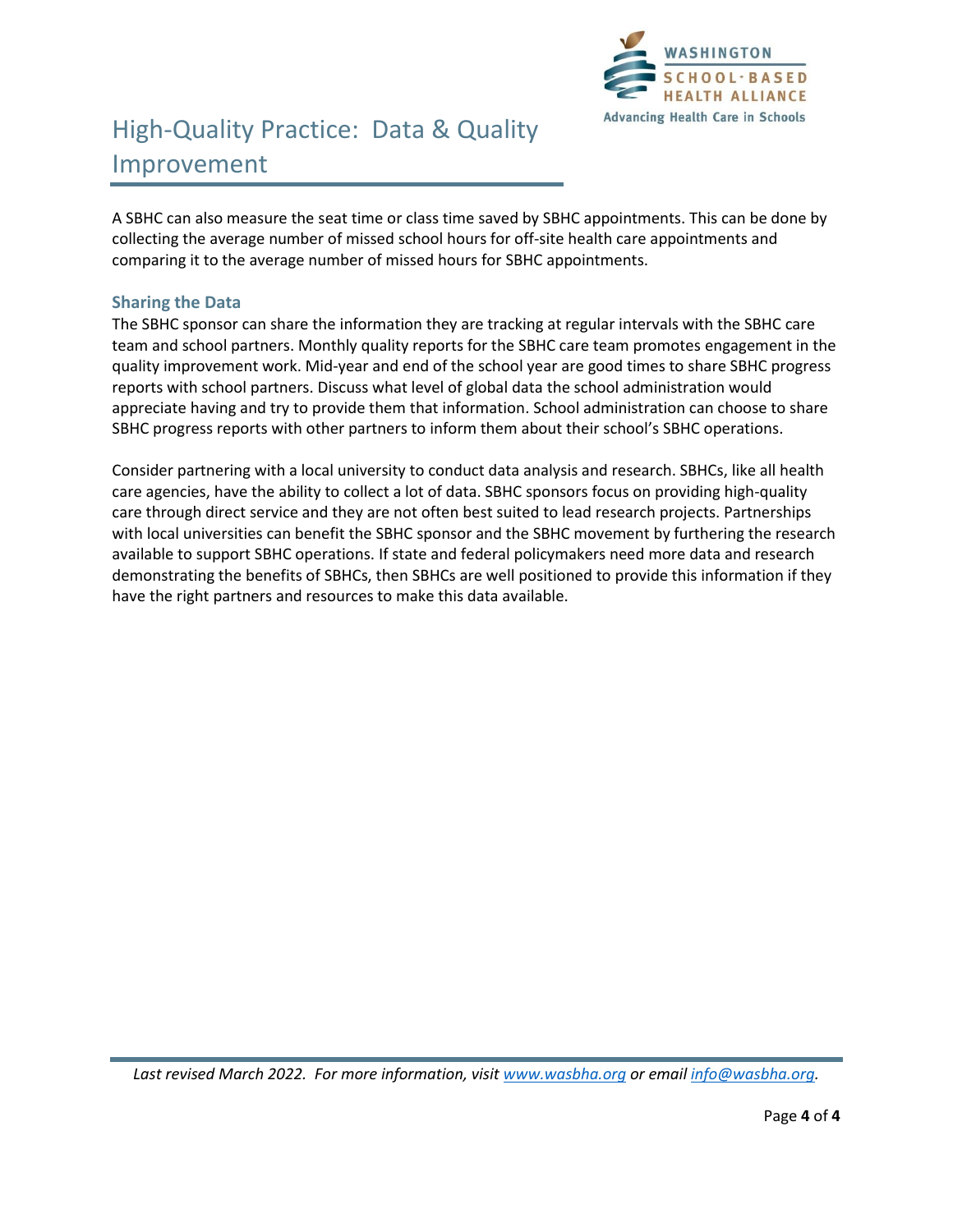# High-Quality Practice: Data & Quality Improvement

A SBHC can also measure the seat time or class time saved by SBHC appointments. This can be done by collecting the average number of missed school hours for off-site health care appointments and comparing it to the average number of missed hours for SBHC appointments.

### Sharing the Data

The SBHC sponsor can share the information they are tracking at regular intervals with the SBHC care team and school partners. Monthly quality reports for the SBHC care team promotes engagement in the quality improvement work. Mid-year and end of the school year are good times to share SBHC progress reports with school partners. Discuss what level of global data the school administration would appreciate having and try to provide them that information. School administration can choose to share SBHC progress reports with other partners to inform them about their school's SBHC operations.

Consider partnering with a local university to conduct data analysis and research. SBHCs, like all health care agencies, have the ability to collect a lot of data. SBHC sponsors focus on providing high-quality care through direct service and they are not often best suited to lead research projects. Partnerships with local universities can benefit the SBHC sponsor and the SBHC movement by furthering the research available to support SBHC operations. If state and federal policymakers need more data and research demonstrating the benefits of SBHCs, then SBHCs are well positioned to provide this information if they have the right partners and resources to make this data available.

*Last revised March 2022. For more information, visit [www.wasbha.org](http://www.wasbha.org) or email [info@wasbha.org](mailto:info@wasbha.org).*